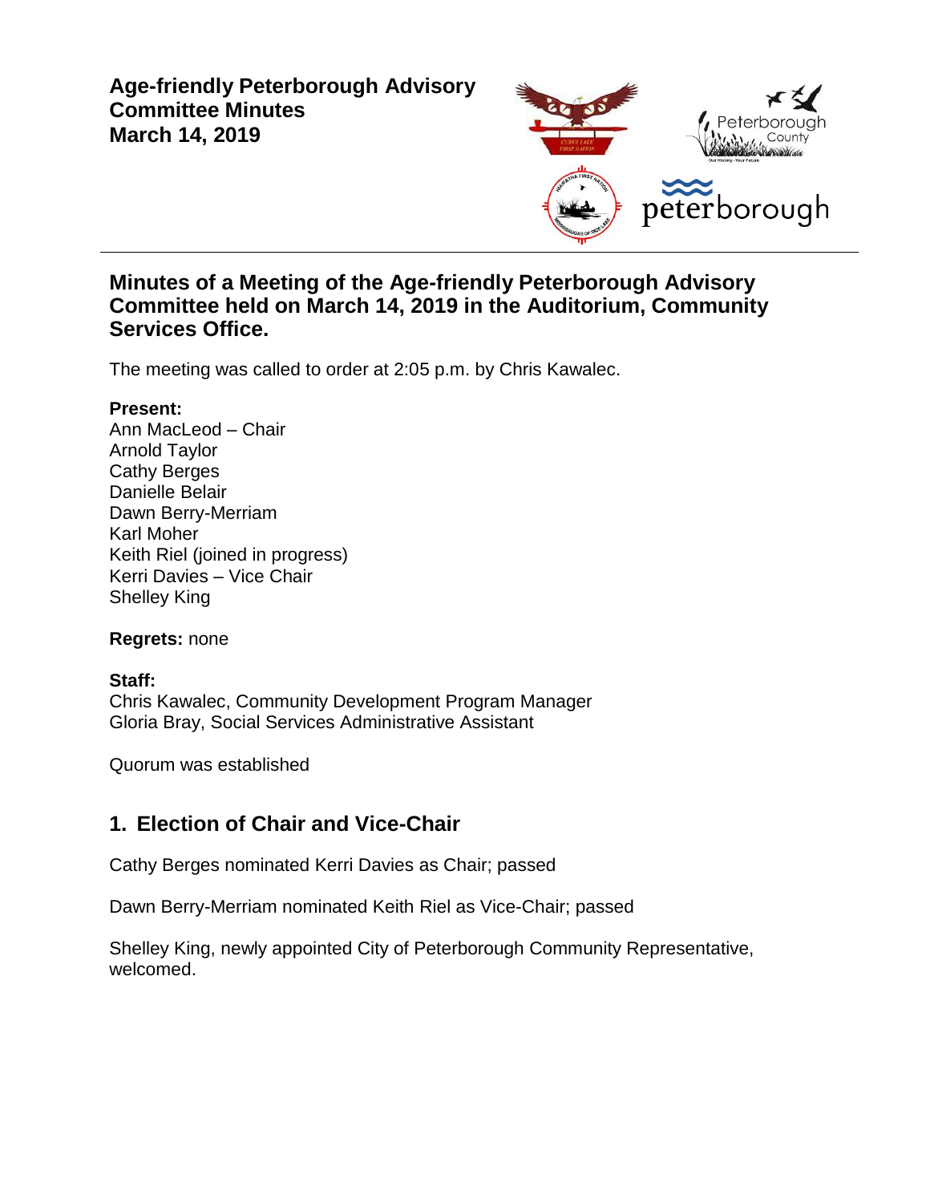# Age-friendly Peterborough Advisory Committee Minutes
# March 14, 2019

## Minutes of a Meeting of the Age-friendly Peterborough Advisory Committee held on March 14, 2019 in the Auditorium, Community Services Office.

The meeting was called to order at 2:05 p.m. by Chris Kawalec.

**Present:**
Ann MacLeod – Chair
Arnold Taylor
Cathy Berges
Danielle Belair
Dawn Berry-Merriam
Karl Moher
Keith Riel (joined in progress)
Kerri Davies – Vice Chair
Shelley King

**Regrets:** none

**Staff:**
Chris Kawalec, Community Development Program Manager
Gloria Bray, Social Services Administrative Assistant

Quorum was established

## 1. Election of Chair and Vice-Chair

Cathy Berges nominated Kerri Davies as Chair; passed

Dawn Berry-Merriam nominated Keith Riel as Vice-Chair; passed

Shelley King, newly appointed City of Peterborough Community Representative, welcomed.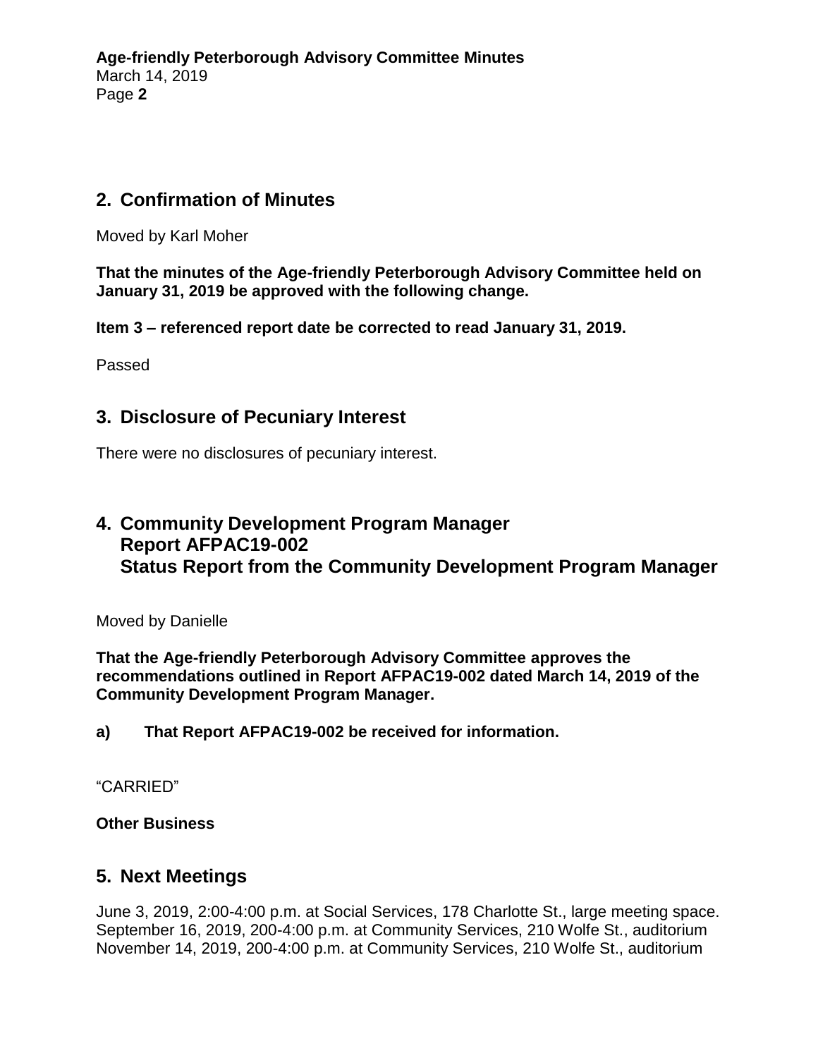## 2. Confirmation of Minutes

Moved by Karl Moher

**That the minutes of the Age-friendly Peterborough Advisory Committee held on January 31, 2019 be approved with the following change.**

**Item 3 – referenced report date be corrected to read January 31, 2019.**

Passed

## 3. Disclosure of Pecuniary Interest

There were no disclosures of pecuniary interest.

## 4. Community Development Program Manager Report AFPAC19-002 Status Report from the Community Development Program Manager

Moved by Danielle

**That the Age-friendly Peterborough Advisory Committee approves the recommendations outlined in Report AFPAC19-002 dated March 14, 2019 of the Community Development Program Manager.**

**a) That Report AFPAC19-002 be received for information.**

“CARRIED”

**Other Business**

## 5. Next Meetings

June 3, 2019, 2:00-4:00 p.m. at Social Services, 178 Charlotte St., large meeting space.
September 16, 2019, 200-4:00 p.m. at Community Services, 210 Wolfe St., auditorium
November 14, 2019, 200-4:00 p.m. at Community Services, 210 Wolfe St., auditorium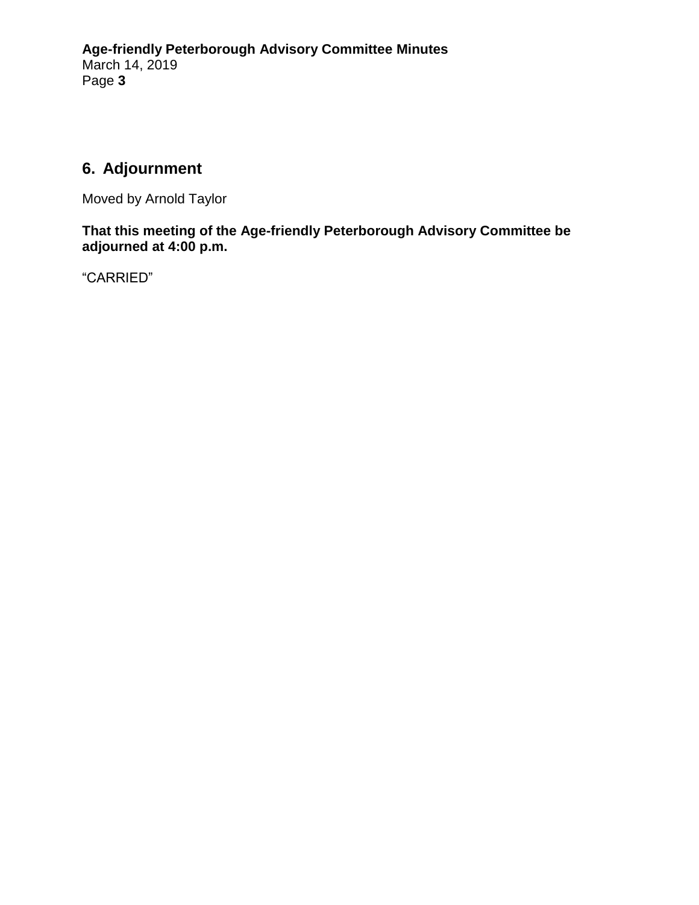## 6. Adjournment

Moved by Arnold Taylor

**That this meeting of the Age-friendly Peterborough Advisory Committee be adjourned at 4:00 p.m.**

“CARRIED”